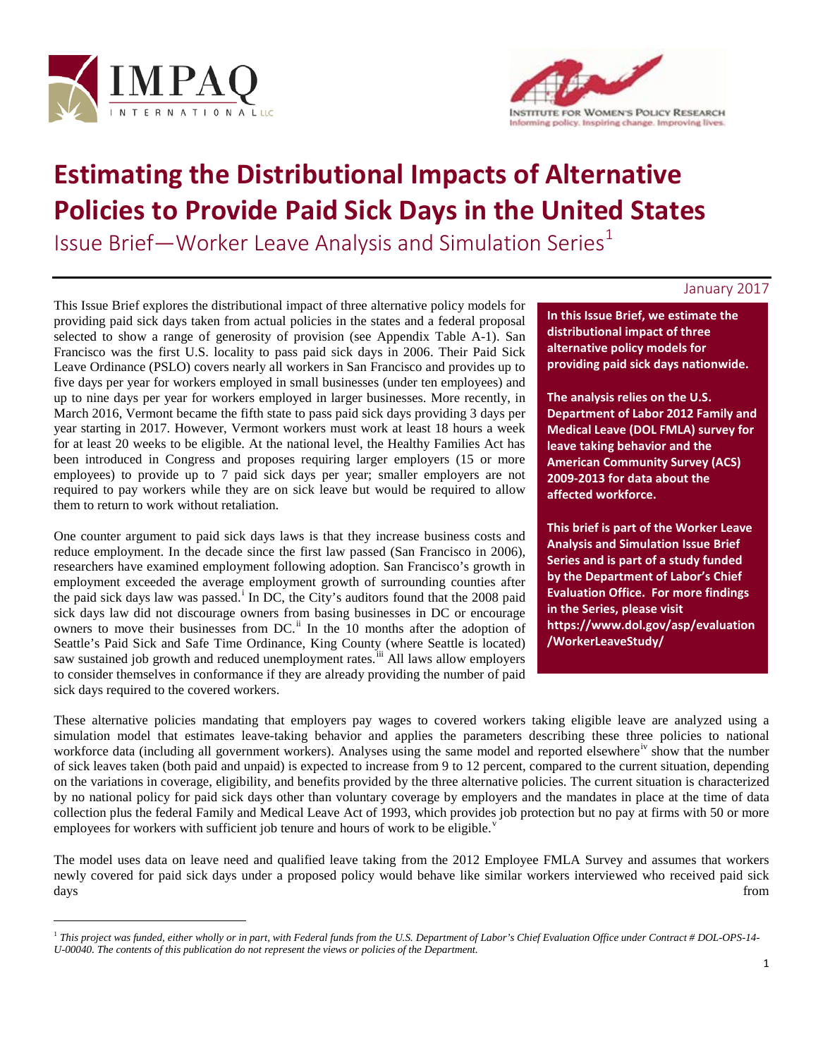# Estimating the Distributional Impacts of Alternative Policies to Provide Paid Sick Days in the United States

Issue Brief—Worker Leave Analysis and Simulation Series[1]

January 2017

**In this Issue Brief, we estimate the distributional impact of three alternative policy models for providing paid sick days nationwide.**

**The analysis relies on the U.S. Department of Labor 2012 Family and Medical Leave (DOL FMLA) survey for leave taking behavior and the American Community Survey (ACS) 2009-2013 for data about the affected workforce.**

**This brief is part of the Worker Leave Analysis and Simulation Issue Brief Series and is part of a study funded by the Department of Labor's Chief Evaluation Office. For more findings in the Series, please visit https://www.dol.gov/asp/evaluation/WorkerLeaveStudy/**

This Issue Brief explores the distributional impact of three alternative policy models for providing paid sick days taken from actual policies in the states and a federal proposal selected to show a range of generosity of provision (see Appendix Table A-1). San Francisco was the first U.S. locality to pass paid sick days in 2006. Their Paid Sick Leave Ordinance (PSLO) covers nearly all workers in San Francisco and provides up to five days per year for workers employed in small businesses (under ten employees) and up to nine days per year for workers employed in larger businesses. More recently, in March 2016, Vermont became the fifth state to pass paid sick days providing 3 days per year starting in 2017. However, Vermont workers must work at least 18 hours a week for at least 20 weeks to be eligible. At the national level, the Healthy Families Act has been introduced in Congress and proposes requiring larger employers (15 or more employees) to provide up to 7 paid sick days per year; smaller employers are not required to pay workers while they are on sick leave but would be required to allow them to return to work without retaliation.

One counter argument to paid sick days laws is that they increase business costs and reduce employment. In the decade since the first law passed (San Francisco in 2006), researchers have examined employment following adoption. San Francisco's growth in employment exceeded the average employment growth of surrounding counties after the paid sick days law was passed.[i] In DC, the City's auditors found that the 2008 paid sick days law did not discourage owners from basing businesses in DC or encourage owners to move their businesses from DC.[ii] In the 10 months after the adoption of Seattle's Paid Sick and Safe Time Ordinance, King County (where Seattle is located) saw sustained job growth and reduced unemployment rates.[iii] All laws allow employers to consider themselves in conformance if they are already providing the number of paid sick days required to the covered workers.

These alternative policies mandating that employers pay wages to covered workers taking eligible leave are analyzed using a simulation model that estimates leave-taking behavior and applies the parameters describing these three policies to national workforce data (including all government workers). Analyses using the same model and reported elsewhere[iv] show that the number of sick leaves taken (both paid and unpaid) is expected to increase from 9 to 12 percent, compared to the current situation, depending on the variations in coverage, eligibility, and benefits provided by the three alternative policies. The current situation is characterized by no national policy for paid sick days other than voluntary coverage by employers and the mandates in place at the time of data collection plus the federal Family and Medical Leave Act of 1993, which provides job protection but no pay at firms with 50 or more employees for workers with sufficient job tenure and hours of work to be eligible.[v]

The model uses data on leave need and qualified leave taking from the 2012 Employee FMLA Survey and assumes that workers newly covered for paid sick days under a proposed policy would behave like similar workers interviewed who received paid sick days from

---

[1] *This project was funded, either wholly or in part, with Federal funds from the U.S. Department of Labor's Chief Evaluation Office under Contract # DOL-OPS-14-U-00040. The contents of this publication do not represent the views or policies of the Department.*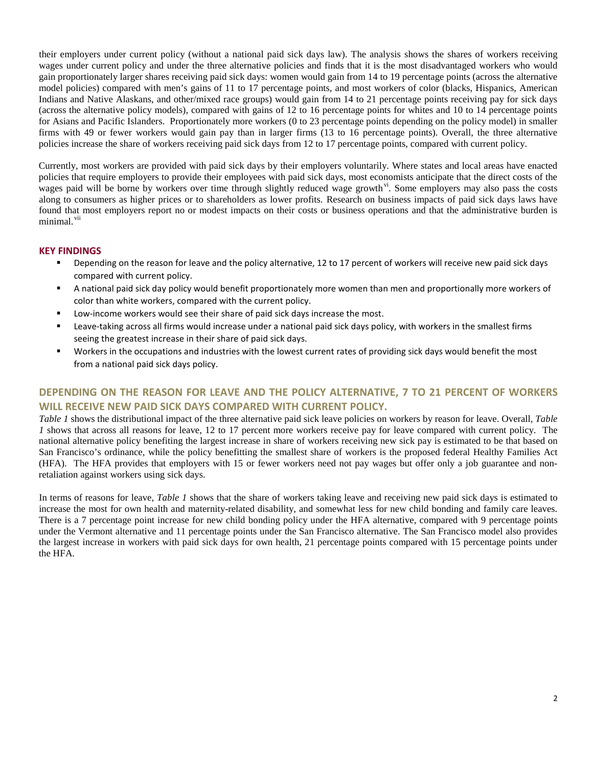their employers under current policy (without a national paid sick days law). The analysis shows the shares of workers receiving wages under current policy and under the three alternative policies and finds that it is the most disadvantaged workers who would gain proportionately larger shares receiving paid sick days: women would gain from 14 to 19 percentage points (across the alternative model policies) compared with men's gains of 11 to 17 percentage points, and most workers of color (blacks, Hispanics, American Indians and Native Alaskans, and other/mixed race groups) would gain from 14 to 21 percentage points receiving pay for sick days (across the alternative policy models), compared with gains of 12 to 16 percentage points for whites and 10 to 14 percentage points for Asians and Pacific Islanders. Proportionately more workers (0 to 23 percentage points depending on the policy model) in smaller firms with 49 or fewer workers would gain pay than in larger firms (13 to 16 percentage points). Overall, the three alternative policies increase the share of workers receiving paid sick days from 12 to 17 percentage points, compared with current policy.

Currently, most workers are provided with paid sick days by their employers voluntarily. Where states and local areas have enacted policies that require employers to provide their employees with paid sick days, most economists anticipate that the direct costs of the wages paid will be borne by workers over time through slightly reduced wage growth[vi]. Some employers may also pass the costs along to consumers as higher prices or to shareholders as lower profits. Research on business impacts of paid sick days laws have found that most employers report no or modest impacts on their costs or business operations and that the administrative burden is minimal.[vii]

## KEY FINDINGS

- Depending on the reason for leave and the policy alternative, 12 to 17 percent of workers will receive new paid sick days compared with current policy.
- A national paid sick day policy would benefit proportionately more women than men and proportionally more workers of color than white workers, compared with the current policy.
- Low-income workers would see their share of paid sick days increase the most.
- Leave-taking across all firms would increase under a national paid sick days policy, with workers in the smallest firms seeing the greatest increase in their share of paid sick days.
- Workers in the occupations and industries with the lowest current rates of providing sick days would benefit the most from a national paid sick days policy.

## DEPENDING ON THE REASON FOR LEAVE AND THE POLICY ALTERNATIVE, 7 TO 21 PERCENT OF WORKERS WILL RECEIVE NEW PAID SICK DAYS COMPARED WITH CURRENT POLICY.

*Table 1* shows the distributional impact of the three alternative paid sick leave policies on workers by reason for leave. Overall, *Table 1* shows that across all reasons for leave, 12 to 17 percent more workers receive pay for leave compared with current policy. The national alternative policy benefiting the largest increase in share of workers receiving new sick pay is estimated to be that based on San Francisco's ordinance, while the policy benefitting the smallest share of workers is the proposed federal Healthy Families Act (HFA). The HFA provides that employers with 15 or fewer workers need not pay wages but offer only a job guarantee and non-retaliation against workers using sick days.

In terms of reasons for leave, *Table 1* shows that the share of workers taking leave and receiving new paid sick days is estimated to increase the most for own health and maternity-related disability, and somewhat less for new child bonding and family care leaves. There is a 7 percentage point increase for new child bonding policy under the HFA alternative, compared with 9 percentage points under the Vermont alternative and 11 percentage points under the San Francisco alternative. The San Francisco model also provides the largest increase in workers with paid sick days for own health, 21 percentage points compared with 15 percentage points under the HFA.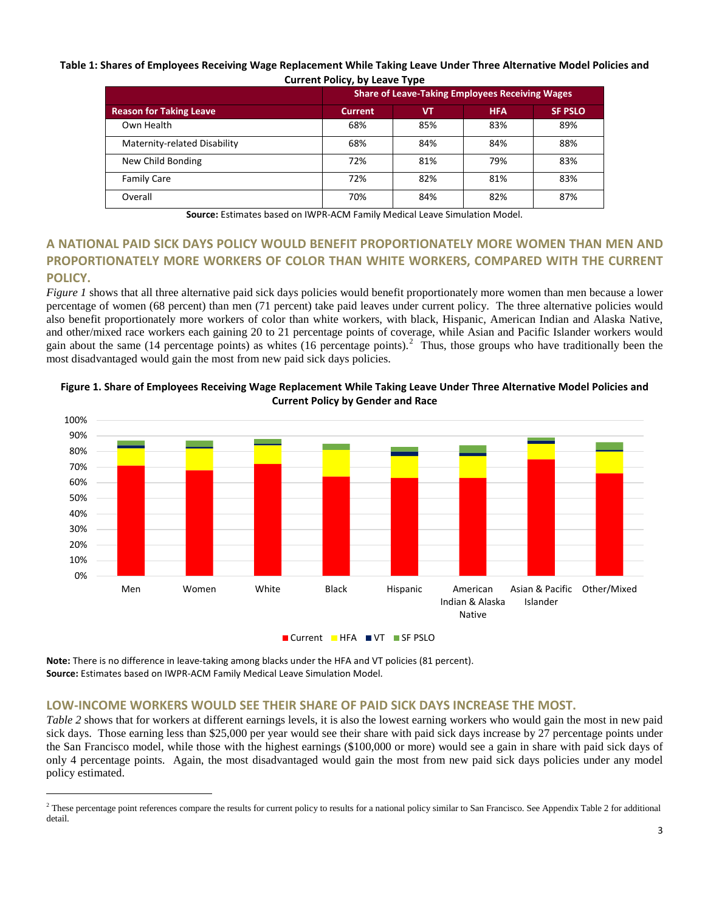**Table 1: Shares of Employees Receiving Wage Replacement While Taking Leave Under Three Alternative Model Policies and Current Policy, by Leave Type**

| | Share of Leave-Taking Employees Receiving Wages | | | |
|---|---|---|---|---|
| **Reason for Taking Leave** | **Current** | **VT** | **HFA** | **SF PSLO** |
| Own Health | 68% | 85% | 83% | 89% |
| Maternity-related Disability | 68% | 84% | 84% | 88% |
| New Child Bonding | 72% | 81% | 79% | 83% |
| Family Care | 72% | 82% | 81% | 83% |
| Overall | 70% | 84% | 82% | 87% |

**Source:** Estimates based on IWPR-ACM Family Medical Leave Simulation Model.

## A NATIONAL PAID SICK DAYS POLICY WOULD BENEFIT PROPORTIONATELY MORE WOMEN THAN MEN AND PROPORTIONATELY MORE WORKERS OF COLOR THAN WHITE WORKERS, COMPARED WITH THE CURRENT POLICY.

*Figure 1* shows that all three alternative paid sick days policies would benefit proportionately more women than men because a lower percentage of women (68 percent) than men (71 percent) take paid leaves under current policy. The three alternative policies would also benefit proportionately more workers of color than white workers, with black, Hispanic, American Indian and Alaska Native, and other/mixed race workers each gaining 20 to 21 percentage points of coverage, while Asian and Pacific Islander workers would gain about the same (14 percentage points) as whites (16 percentage points).[2] Thus, those groups who have traditionally been the most disadvantaged would gain the most from new paid sick days policies.

**Figure 1. Share of Employees Receiving Wage Replacement While Taking Leave Under Three Alternative Model Policies and Current Policy by Gender and Race**

**Note:** There is no difference in leave-taking among blacks under the HFA and VT policies (81 percent).
**Source:** Estimates based on IWPR-ACM Family Medical Leave Simulation Model.

## LOW-INCOME WORKERS WOULD SEE THEIR SHARE OF PAID SICK DAYS INCREASE THE MOST.

*Table 2* shows that for workers at different earnings levels, it is also the lowest earning workers who would gain the most in new paid sick days. Those earning less than $25,000 per year would see their share with paid sick days increase by 27 percentage points under the San Francisco model, while those with the highest earnings ($100,000 or more) would see a gain in share with paid sick days of only 4 percentage points. Again, the most disadvantaged would gain the most from new paid sick days policies under any model policy estimated.

---

[2] These percentage point references compare the results for current policy to results for a national policy similar to San Francisco. See Appendix Table 2 for additional detail.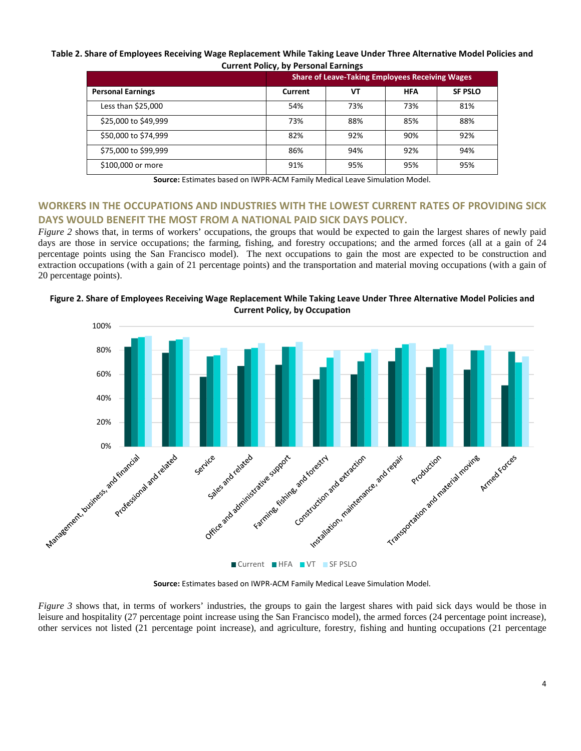**Table 2. Share of Employees Receiving Wage Replacement While Taking Leave Under Three Alternative Model Policies and Current Policy, by Personal Earnings**

| | Share of Leave-Taking Employees Receiving Wages | | | |
|---|---|---|---|---|
| **Personal Earnings** | **Current** | **VT** | **HFA** | **SF PSLO** |
| Less than $25,000 | 54% | 73% | 73% | 81% |
| $25,000 to $49,999 | 73% | 88% | 85% | 88% |
| $50,000 to $74,999 | 82% | 92% | 90% | 92% |
| $75,000 to $99,999 | 86% | 94% | 92% | 94% |
| $100,000 or more | 91% | 95% | 95% | 95% |

**Source:** Estimates based on IWPR-ACM Family Medical Leave Simulation Model.

## WORKERS IN THE OCCUPATIONS AND INDUSTRIES WITH THE LOWEST CURRENT RATES OF PROVIDING SICK DAYS WOULD BENEFIT THE MOST FROM A NATIONAL PAID SICK DAYS POLICY.

*Figure 2* shows that, in terms of workers' occupations, the groups that would be expected to gain the largest shares of newly paid days are those in service occupations; the farming, fishing, and forestry occupations; and the armed forces (all at a gain of 24 percentage points using the San Francisco model). The next occupations to gain the most are expected to be construction and extraction occupations (with a gain of 21 percentage points) and the transportation and material moving occupations (with a gain of 20 percentage points).

**Figure 2. Share of Employees Receiving Wage Replacement While Taking Leave Under Three Alternative Model Policies and Current Policy, by Occupation**

**Source:** Estimates based on IWPR-ACM Family Medical Leave Simulation Model.

*Figure 3* shows that, in terms of workers' industries, the groups to gain the largest shares with paid sick days would be those in leisure and hospitality (27 percentage point increase using the San Francisco model), the armed forces (24 percentage point increase), other services not listed (21 percentage point increase), and agriculture, forestry, fishing and hunting occupations (21 percentage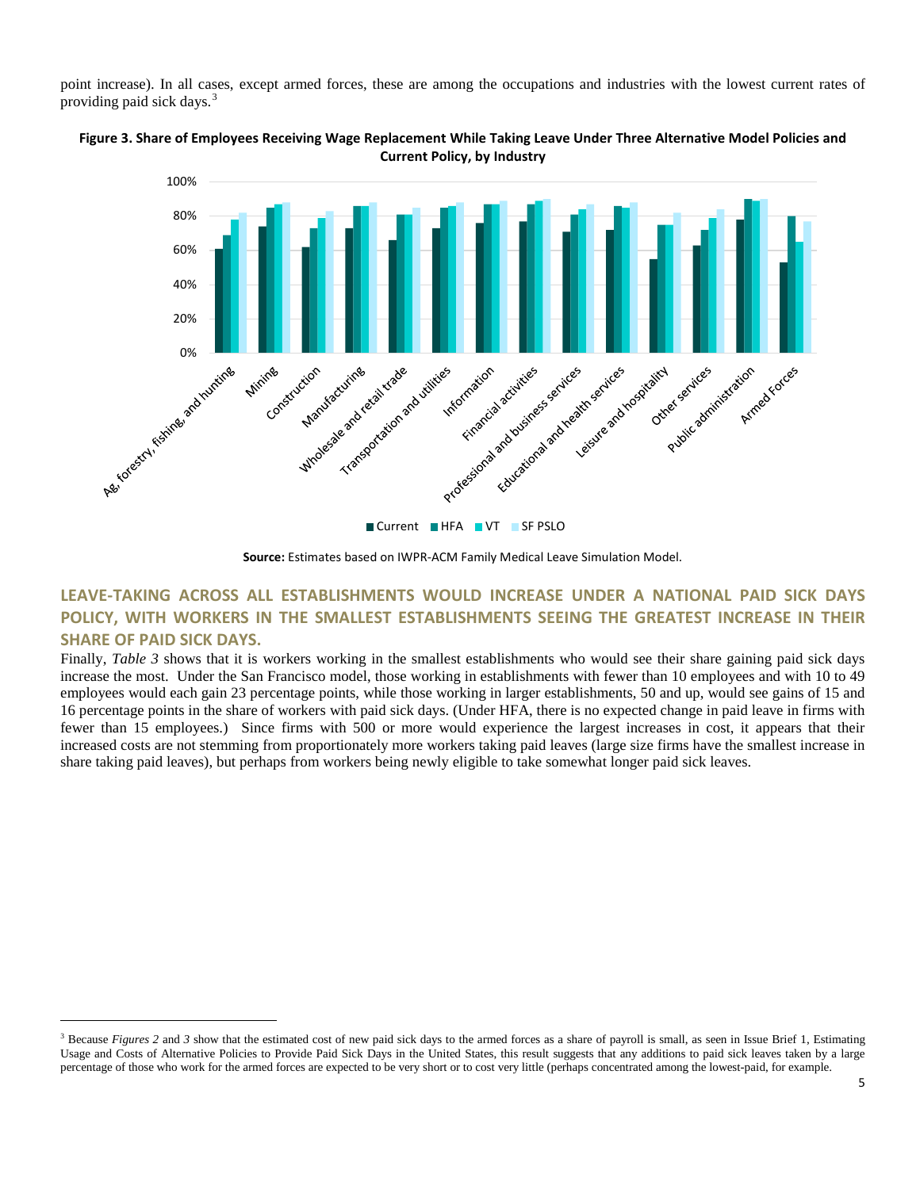point increase). In all cases, except armed forces, these are among the occupations and industries with the lowest current rates of providing paid sick days.[3]

**Figure 3. Share of Employees Receiving Wage Replacement While Taking Leave Under Three Alternative Model Policies and Current Policy, by Industry**

**Source:** Estimates based on IWPR-ACM Family Medical Leave Simulation Model.

## LEAVE-TAKING ACROSS ALL ESTABLISHMENTS WOULD INCREASE UNDER A NATIONAL PAID SICK DAYS POLICY, WITH WORKERS IN THE SMALLEST ESTABLISHMENTS SEEING THE GREATEST INCREASE IN THEIR SHARE OF PAID SICK DAYS.

Finally, *Table 3* shows that it is workers working in the smallest establishments who would see their share gaining paid sick days increase the most. Under the San Francisco model, those working in establishments with fewer than 10 employees and with 10 to 49 employees would each gain 23 percentage points, while those working in larger establishments, 50 and up, would see gains of 15 and 16 percentage points in the share of workers with paid sick days. (Under HFA, there is no expected change in paid leave in firms with fewer than 15 employees.) Since firms with 500 or more would experience the largest increases in cost, it appears that their increased costs are not stemming from proportionately more workers taking paid leaves (large size firms have the smallest increase in share taking paid leaves), but perhaps from workers being newly eligible to take somewhat longer paid sick leaves.

---

[3] Because *Figures 2* and *3* show that the estimated cost of new paid sick days to the armed forces as a share of payroll is small, as seen in Issue Brief 1, Estimating Usage and Costs of Alternative Policies to Provide Paid Sick Days in the United States, this result suggests that any additions to paid sick leaves taken by a large percentage of those who work for the armed forces are expected to be very short or to cost very little (perhaps concentrated among the lowest-paid, for example.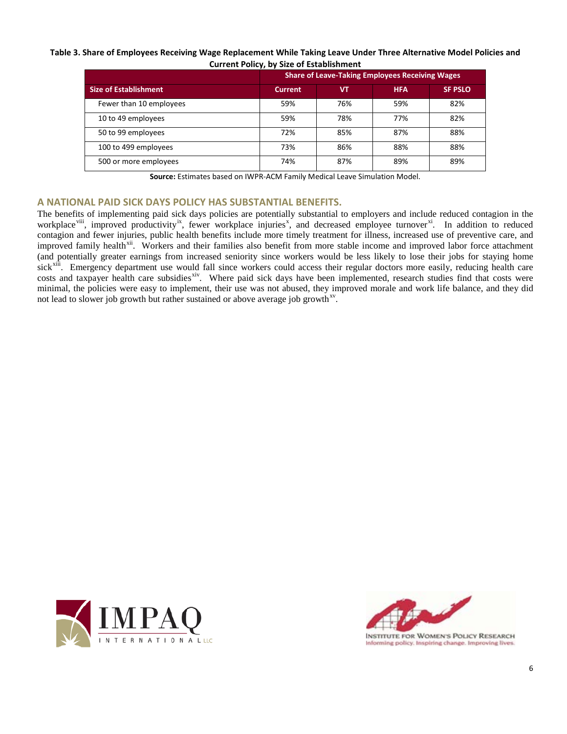**Table 3. Share of Employees Receiving Wage Replacement While Taking Leave Under Three Alternative Model Policies and Current Policy, by Size of Establishment**

| | Share of Leave-Taking Employees Receiving Wages | | | |
|---|---|---|---|---|
| **Size of Establishment** | **Current** | **VT** | **HFA** | **SF PSLO** |
| Fewer than 10 employees | 59% | 76% | 59% | 82% |
| 10 to 49 employees | 59% | 78% | 77% | 82% |
| 50 to 99 employees | 72% | 85% | 87% | 88% |
| 100 to 499 employees | 73% | 86% | 88% | 88% |
| 500 or more employees | 74% | 87% | 89% | 89% |

**Source:** Estimates based on IWPR-ACM Family Medical Leave Simulation Model.

## A NATIONAL PAID SICK DAYS POLICY HAS SUBSTANTIAL BENEFITS.

The benefits of implementing paid sick days policies are potentially substantial to employers and include reduced contagion in the workplace[viii], improved productivity[ix], fewer workplace injuries[x], and decreased employee turnover[xi]. In addition to reduced contagion and fewer injuries, public health benefits include more timely treatment for illness, increased use of preventive care, and improved family health[xii]. Workers and their families also benefit from more stable income and improved labor force attachment (and potentially greater earnings from increased seniority since workers would be less likely to lose their jobs for staying home sick[xiii]. Emergency department use would fall since workers could access their regular doctors more easily, reducing health care costs and taxpayer health care subsidies[xiv]. Where paid sick days have been implemented, research studies find that costs were minimal, the policies were easy to implement, their use was not abused, they improved morale and work life balance, and they did not lead to slower job growth but rather sustained or above average job growth[xv].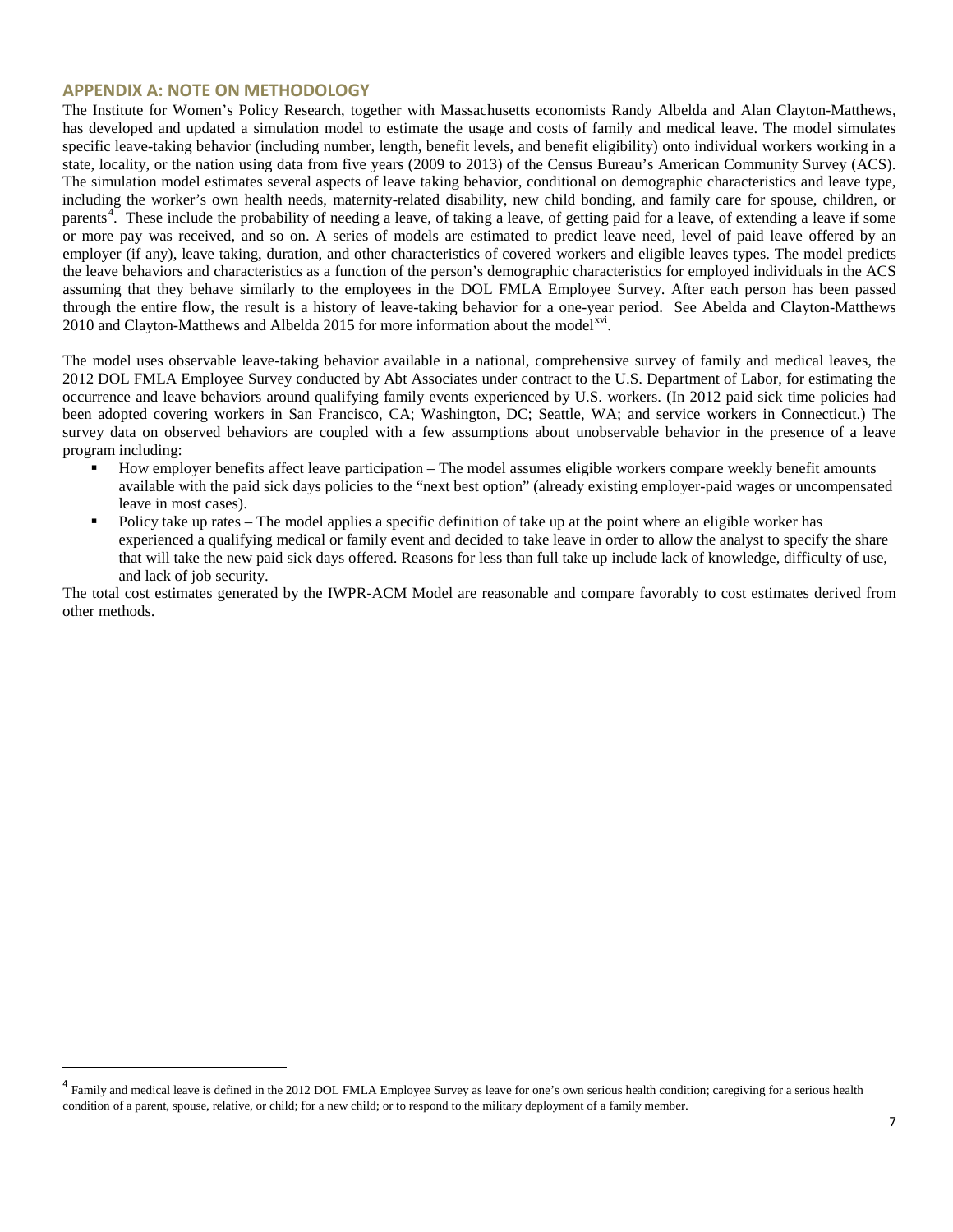## APPENDIX A: NOTE ON METHODOLOGY

The Institute for Women's Policy Research, together with Massachusetts economists Randy Albelda and Alan Clayton-Matthews, has developed and updated a simulation model to estimate the usage and costs of family and medical leave. The model simulates specific leave-taking behavior (including number, length, benefit levels, and benefit eligibility) onto individual workers working in a state, locality, or the nation using data from five years (2009 to 2013) of the Census Bureau's American Community Survey (ACS). The simulation model estimates several aspects of leave taking behavior, conditional on demographic characteristics and leave type, including the worker's own health needs, maternity-related disability, new child bonding, and family care for spouse, children, or parents[4]. These include the probability of needing a leave, of taking a leave, of getting paid for a leave, of extending a leave if some or more pay was received, and so on. A series of models are estimated to predict leave need, level of paid leave offered by an employer (if any), leave taking, duration, and other characteristics of covered workers and eligible leaves types. The model predicts the leave behaviors and characteristics as a function of the person's demographic characteristics for employed individuals in the ACS assuming that they behave similarly to the employees in the DOL FMLA Employee Survey. After each person has been passed through the entire flow, the result is a history of leave-taking behavior for a one-year period. See Abelda and Clayton-Matthews 2010 and Clayton-Matthews and Albelda 2015 for more information about the model[xvi].

The model uses observable leave-taking behavior available in a national, comprehensive survey of family and medical leaves, the 2012 DOL FMLA Employee Survey conducted by Abt Associates under contract to the U.S. Department of Labor, for estimating the occurrence and leave behaviors around qualifying family events experienced by U.S. workers. (In 2012 paid sick time policies had been adopted covering workers in San Francisco, CA; Washington, DC; Seattle, WA; and service workers in Connecticut.) The survey data on observed behaviors are coupled with a few assumptions about unobservable behavior in the presence of a leave program including:

- How employer benefits affect leave participation – The model assumes eligible workers compare weekly benefit amounts available with the paid sick days policies to the "next best option" (already existing employer-paid wages or uncompensated leave in most cases).
- Policy take up rates – The model applies a specific definition of take up at the point where an eligible worker has experienced a qualifying medical or family event and decided to take leave in order to allow the analyst to specify the share that will take the new paid sick days offered. Reasons for less than full take up include lack of knowledge, difficulty of use, and lack of job security.

The total cost estimates generated by the IWPR-ACM Model are reasonable and compare favorably to cost estimates derived from other methods.

[4] Family and medical leave is defined in the 2012 DOL FMLA Employee Survey as leave for one's own serious health condition; caregiving for a serious health condition of a parent, spouse, relative, or child; for a new child; or to respond to the military deployment of a family member.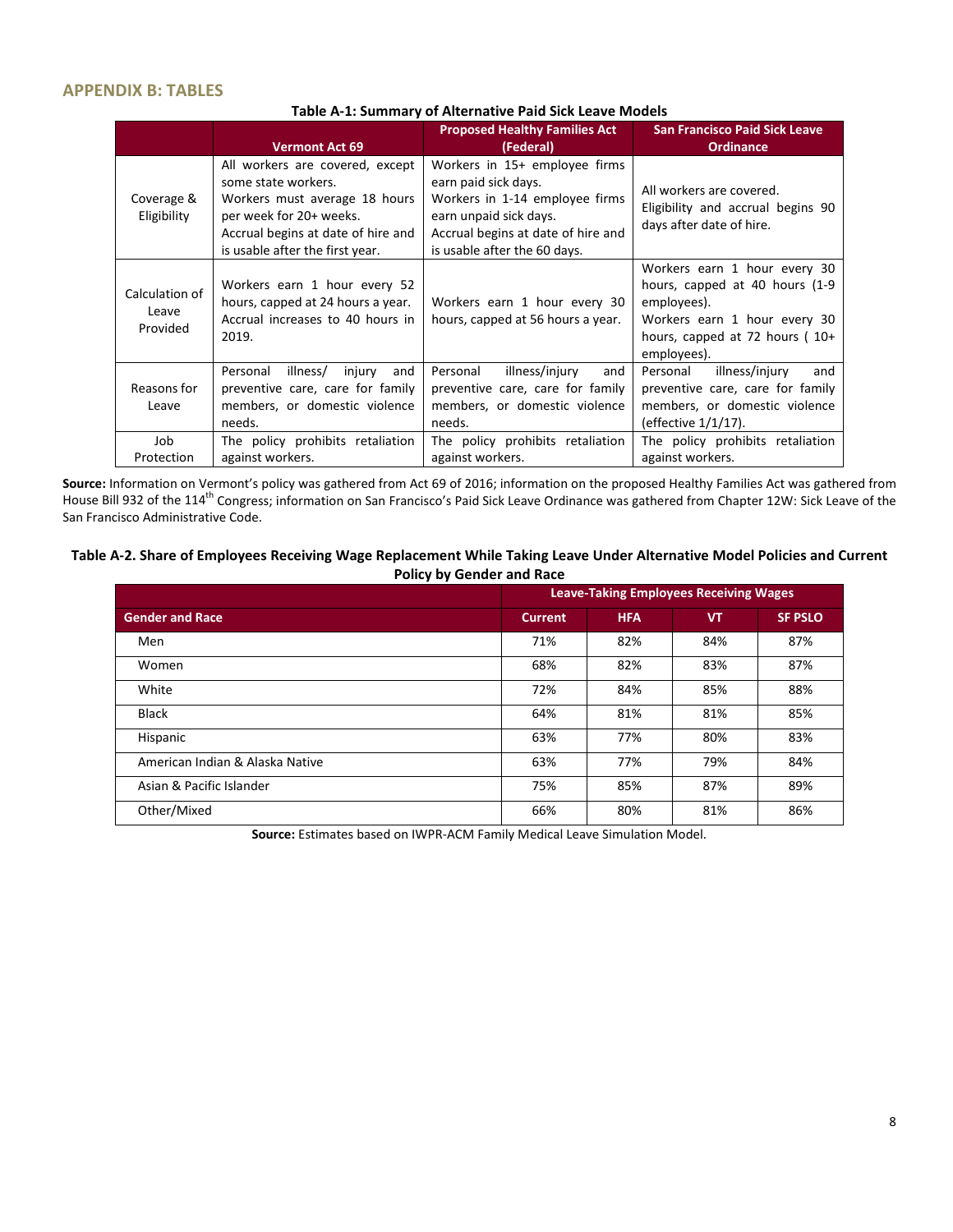## APPENDIX B: TABLES

**Table A-1: Summary of Alternative Paid Sick Leave Models**

| | Vermont Act 69 | Proposed Healthy Families Act (Federal) | San Francisco Paid Sick Leave Ordinance |
|---|---|---|---|
| Coverage & Eligibility | All workers are covered, except some state workers. Workers must average 18 hours per week for 20+ weeks. Accrual begins at date of hire and is usable after the first year. | Workers in 15+ employee firms earn paid sick days. Workers in 1-14 employee firms earn unpaid sick days. Accrual begins at date of hire and is usable after the 60 days. | All workers are covered. Eligibility and accrual begins 90 days after date of hire. |
| Calculation of Leave Provided | Workers earn 1 hour every 52 hours, capped at 24 hours a year. Accrual increases to 40 hours in 2019. | Workers earn 1 hour every 30 hours, capped at 56 hours a year. | Workers earn 1 hour every 30 hours, capped at 40 hours (1-9 employees). Workers earn 1 hour every 30 hours, capped at 72 hours ( 10+ employees). |
| Reasons for Leave | Personal illness/ injury and preventive care, care for family members, or domestic violence needs. | Personal illness/injury and preventive care, care for family members, or domestic violence needs. | Personal illness/injury and preventive care, care for family members, or domestic violence (effective 1/1/17). |
| Job Protection | The policy prohibits retaliation against workers. | The policy prohibits retaliation against workers. | The policy prohibits retaliation against workers. |

**Source:** Information on Vermont's policy was gathered from Act 69 of 2016; information on the proposed Healthy Families Act was gathered from House Bill 932 of the 114th Congress; information on San Francisco's Paid Sick Leave Ordinance was gathered from Chapter 12W: Sick Leave of the San Francisco Administrative Code.

**Table A-2. Share of Employees Receiving Wage Replacement While Taking Leave Under Alternative Model Policies and Current Policy by Gender and Race**

| | Leave-Taking Employees Receiving Wages | | | |
|---|---|---|---|---|
| **Gender and Race** | **Current** | **HFA** | **VT** | **SF PSLO** |
| Men | 71% | 82% | 84% | 87% |
| Women | 68% | 82% | 83% | 87% |
| White | 72% | 84% | 85% | 88% |
| Black | 64% | 81% | 81% | 85% |
| Hispanic | 63% | 77% | 80% | 83% |
| American Indian & Alaska Native | 63% | 77% | 79% | 84% |
| Asian & Pacific Islander | 75% | 85% | 87% | 89% |
| Other/Mixed | 66% | 80% | 81% | 86% |

**Source:** Estimates based on IWPR-ACM Family Medical Leave Simulation Model.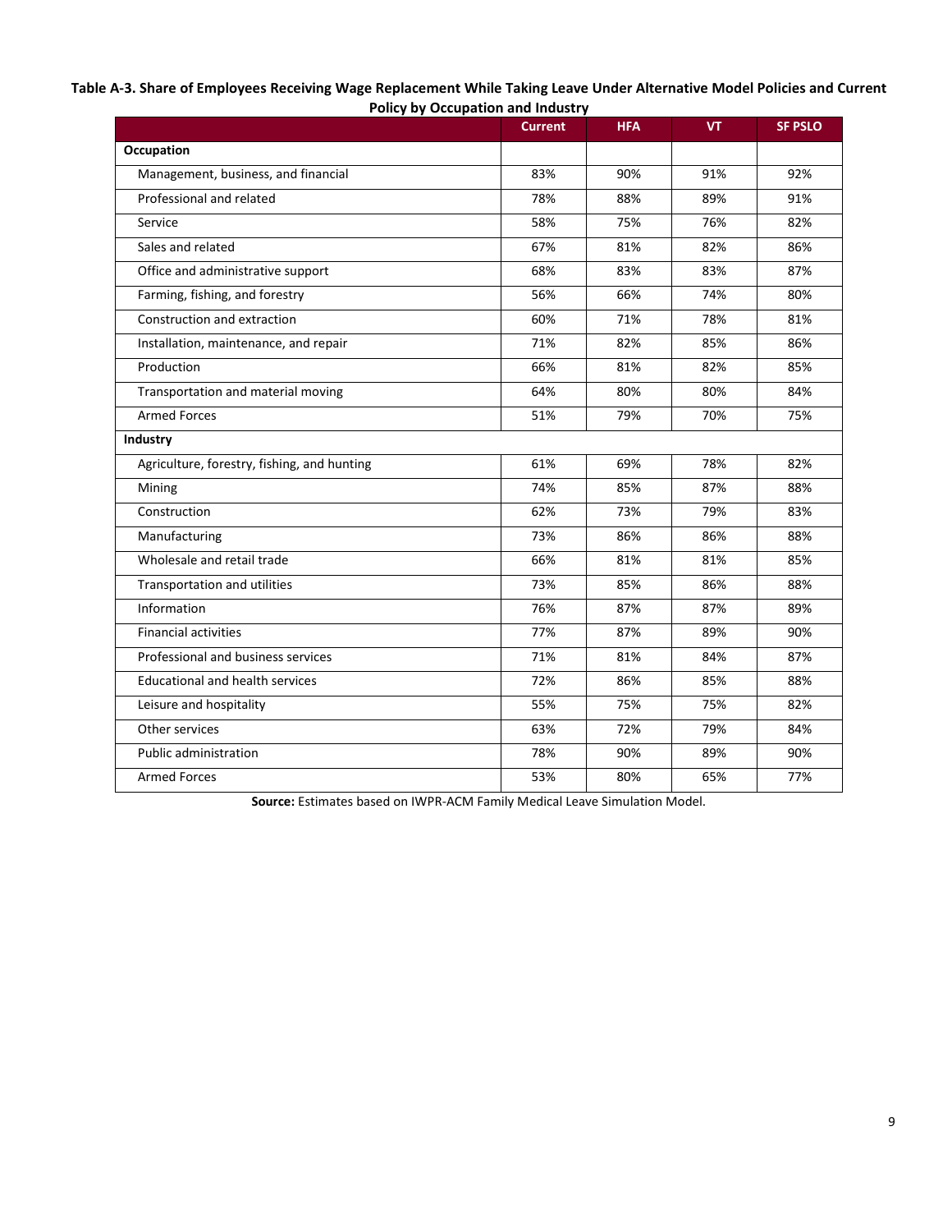**Table A-3. Share of Employees Receiving Wage Replacement While Taking Leave Under Alternative Model Policies and Current Policy by Occupation and Industry**

| | Current | HFA | VT | SF PSLO |
|---|---|---|---|---|
| **Occupation** | | | | |
| Management, business, and financial | 83% | 90% | 91% | 92% |
| Professional and related | 78% | 88% | 89% | 91% |
| Service | 58% | 75% | 76% | 82% |
| Sales and related | 67% | 81% | 82% | 86% |
| Office and administrative support | 68% | 83% | 83% | 87% |
| Farming, fishing, and forestry | 56% | 66% | 74% | 80% |
| Construction and extraction | 60% | 71% | 78% | 81% |
| Installation, maintenance, and repair | 71% | 82% | 85% | 86% |
| Production | 66% | 81% | 82% | 85% |
| Transportation and material moving | 64% | 80% | 80% | 84% |
| Armed Forces | 51% | 79% | 70% | 75% |
| **Industry** | | | | |
| Agriculture, forestry, fishing, and hunting | 61% | 69% | 78% | 82% |
| Mining | 74% | 85% | 87% | 88% |
| Construction | 62% | 73% | 79% | 83% |
| Manufacturing | 73% | 86% | 86% | 88% |
| Wholesale and retail trade | 66% | 81% | 81% | 85% |
| Transportation and utilities | 73% | 85% | 86% | 88% |
| Information | 76% | 87% | 87% | 89% |
| Financial activities | 77% | 87% | 89% | 90% |
| Professional and business services | 71% | 81% | 84% | 87% |
| Educational and health services | 72% | 86% | 85% | 88% |
| Leisure and hospitality | 55% | 75% | 75% | 82% |
| Other services | 63% | 72% | 79% | 84% |
| Public administration | 78% | 90% | 89% | 90% |
| Armed Forces | 53% | 80% | 65% | 77% |

**Source:** Estimates based on IWPR-ACM Family Medical Leave Simulation Model.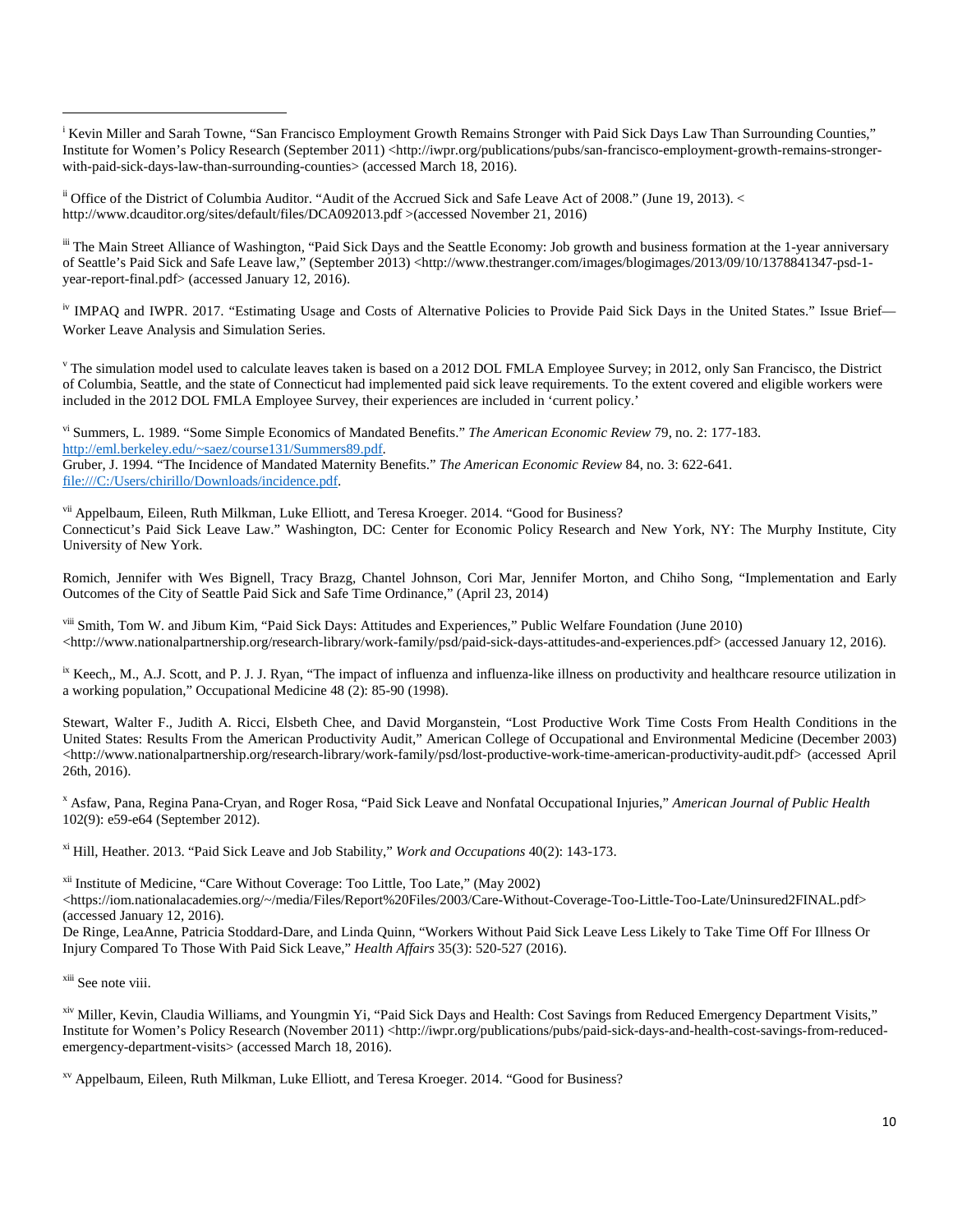[i] Kevin Miller and Sarah Towne, "San Francisco Employment Growth Remains Stronger with Paid Sick Days Law Than Surrounding Counties," Institute for Women's Policy Research (September 2011) <http://iwpr.org/publications/pubs/san-francisco-employment-growth-remains-stronger-with-paid-sick-days-law-than-surrounding-counties> (accessed March 18, 2016).

[ii] Office of the District of Columbia Auditor. "Audit of the Accrued Sick and Safe Leave Act of 2008." (June 19, 2013). < http://www.dcauditor.org/sites/default/files/DCA092013.pdf >(accessed November 21, 2016)

[iii] The Main Street Alliance of Washington, "Paid Sick Days and the Seattle Economy: Job growth and business formation at the 1-year anniversary of Seattle's Paid Sick and Safe Leave law," (September 2013) <http://www.thestranger.com/images/blogimages/2013/09/10/1378841347-psd-1-year-report-final.pdf> (accessed January 12, 2016).

[iv] IMPAQ and IWPR. 2017. "Estimating Usage and Costs of Alternative Policies to Provide Paid Sick Days in the United States." Issue Brief—Worker Leave Analysis and Simulation Series.

[v] The simulation model used to calculate leaves taken is based on a 2012 DOL FMLA Employee Survey; in 2012, only San Francisco, the District of Columbia, Seattle, and the state of Connecticut had implemented paid sick leave requirements. To the extent covered and eligible workers were included in the 2012 DOL FMLA Employee Survey, their experiences are included in 'current policy.'

[vi] Summers, L. 1989. "Some Simple Economics of Mandated Benefits." *The American Economic Review* 79, no. 2: 177-183. http://eml.berkeley.edu/~saez/course131/Summers89.pdf.
Gruber, J. 1994. "The Incidence of Mandated Maternity Benefits." *The American Economic Review* 84, no. 3: 622-641. file:///C:/Users/chirillo/Downloads/incidence.pdf.

[vii] Appelbaum, Eileen, Ruth Milkman, Luke Elliott, and Teresa Kroeger. 2014. "Good for Business? Connecticut's Paid Sick Leave Law." Washington, DC: Center for Economic Policy Research and New York, NY: The Murphy Institute, City University of New York.

Romich, Jennifer with Wes Bignell, Tracy Brazg, Chantel Johnson, Cori Mar, Jennifer Morton, and Chiho Song, "Implementation and Early Outcomes of the City of Seattle Paid Sick and Safe Time Ordinance," (April 23, 2014)

[viii] Smith, Tom W. and Jibum Kim, "Paid Sick Days: Attitudes and Experiences," Public Welfare Foundation (June 2010) <http://www.nationalpartnership.org/research-library/work-family/psd/paid-sick-days-attitudes-and-experiences.pdf> (accessed January 12, 2016).

[ix] Keech,, M., A.J. Scott, and P. J. J. Ryan, "The impact of influenza and influenza-like illness on productivity and healthcare resource utilization in a working population," Occupational Medicine 48 (2): 85-90 (1998).

Stewart, Walter F., Judith A. Ricci, Elsbeth Chee, and David Morganstein, "Lost Productive Work Time Costs From Health Conditions in the United States: Results From the American Productivity Audit," American College of Occupational and Environmental Medicine (December 2003) <http://www.nationalpartnership.org/research-library/work-family/psd/lost-productive-work-time-american-productivity-audit.pdf> (accessed April 26th, 2016).

[x] Asfaw, Pana, Regina Pana-Cryan, and Roger Rosa, "Paid Sick Leave and Nonfatal Occupational Injuries," *American Journal of Public Health* 102(9): e59-e64 (September 2012).

[xi] Hill, Heather. 2013. "Paid Sick Leave and Job Stability," *Work and Occupations* 40(2): 143-173.

[xii] Institute of Medicine, "Care Without Coverage: Too Little, Too Late," (May 2002) <https://iom.nationalacademies.org/~/media/Files/Report%20Files/2003/Care-Without-Coverage-Too-Little-Too-Late/Uninsured2FINAL.pdf> (accessed January 12, 2016).
De Ringe, LeaAnne, Patricia Stoddard-Dare, and Linda Quinn, "Workers Without Paid Sick Leave Less Likely to Take Time Off For Illness Or Injury Compared To Those With Paid Sick Leave," *Health Affairs* 35(3): 520-527 (2016).

[xiii] See note viii.

[xiv] Miller, Kevin, Claudia Williams, and Youngmin Yi, "Paid Sick Days and Health: Cost Savings from Reduced Emergency Department Visits," Institute for Women's Policy Research (November 2011) <http://iwpr.org/publications/pubs/paid-sick-days-and-health-cost-savings-from-reduced-emergency-department-visits> (accessed March 18, 2016).

[xv] Appelbaum, Eileen, Ruth Milkman, Luke Elliott, and Teresa Kroeger. 2014. "Good for Business?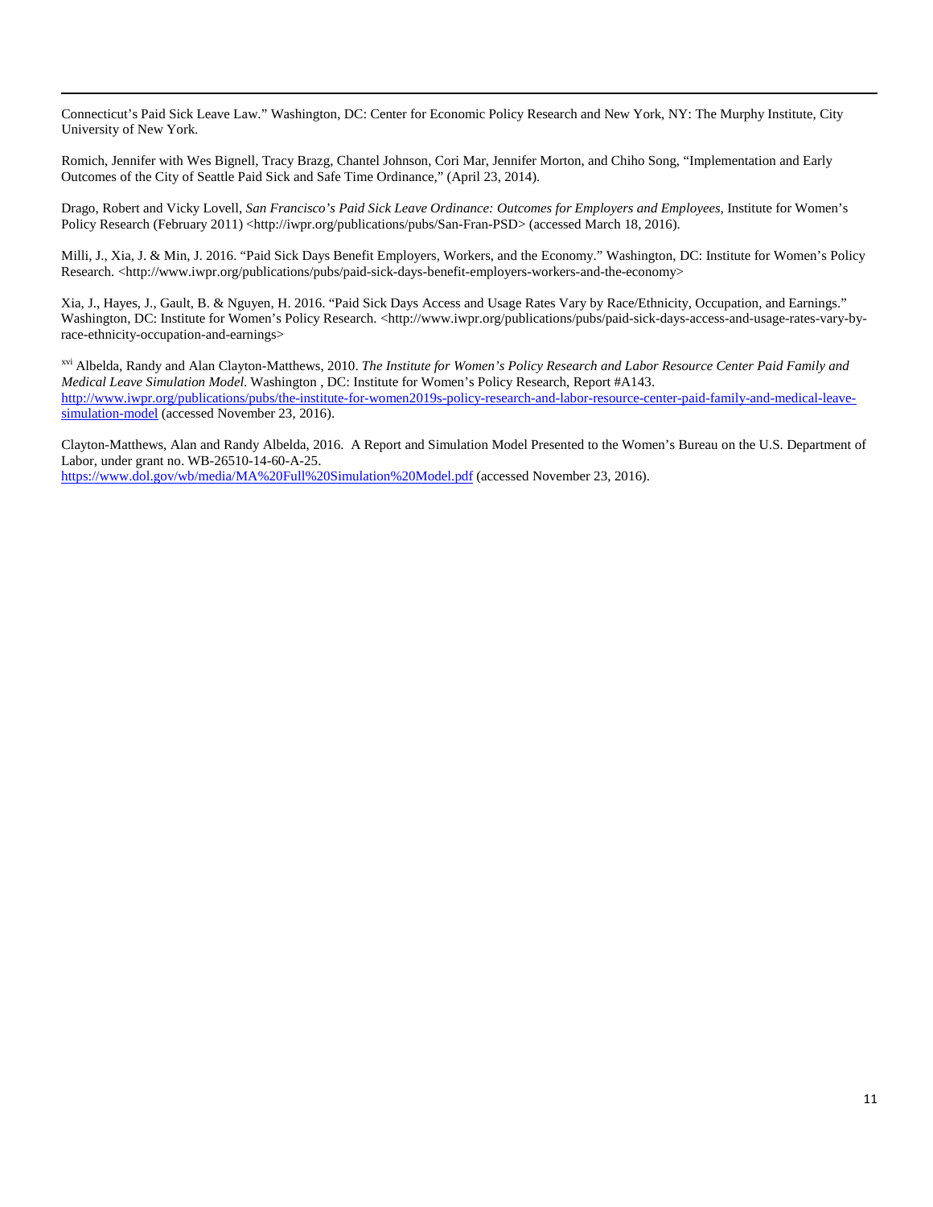Connecticut's Paid Sick Leave Law." Washington, DC: Center for Economic Policy Research and New York, NY: The Murphy Institute, City University of New York.

Romich, Jennifer with Wes Bignell, Tracy Brazg, Chantel Johnson, Cori Mar, Jennifer Morton, and Chiho Song, "Implementation and Early Outcomes of the City of Seattle Paid Sick and Safe Time Ordinance," (April 23, 2014).

Drago, Robert and Vicky Lovell, *San Francisco's Paid Sick Leave Ordinance: Outcomes for Employers and Employees,* Institute for Women's Policy Research (February 2011) <http://iwpr.org/publications/pubs/San-Fran-PSD> (accessed March 18, 2016).

Milli, J., Xia, J. & Min, J. 2016. "Paid Sick Days Benefit Employers, Workers, and the Economy." Washington, DC: Institute for Women's Policy Research. <http://www.iwpr.org/publications/pubs/paid-sick-days-benefit-employers-workers-and-the-economy>

Xia, J., Hayes, J., Gault, B. & Nguyen, H. 2016. "Paid Sick Days Access and Usage Rates Vary by Race/Ethnicity, Occupation, and Earnings." Washington, DC: Institute for Women's Policy Research. <http://www.iwpr.org/publications/pubs/paid-sick-days-access-and-usage-rates-vary-by-race-ethnicity-occupation-and-earnings>

[xvi] Albelda, Randy and Alan Clayton-Matthews, 2010. *The Institute for Women's Policy Research and Labor Resource Center Paid Family and Medical Leave Simulation Model.* Washington , DC: Institute for Women's Policy Research, Report #A143. http://www.iwpr.org/publications/pubs/the-institute-for-women2019s-policy-research-and-labor-resource-center-paid-family-and-medical-leave-simulation-model (accessed November 23, 2016).

Clayton-Matthews, Alan and Randy Albelda, 2016. A Report and Simulation Model Presented to the Women's Bureau on the U.S. Department of Labor, under grant no. WB-26510-14-60-A-25. https://www.dol.gov/wb/media/MA%20Full%20Simulation%20Model.pdf (accessed November 23, 2016).